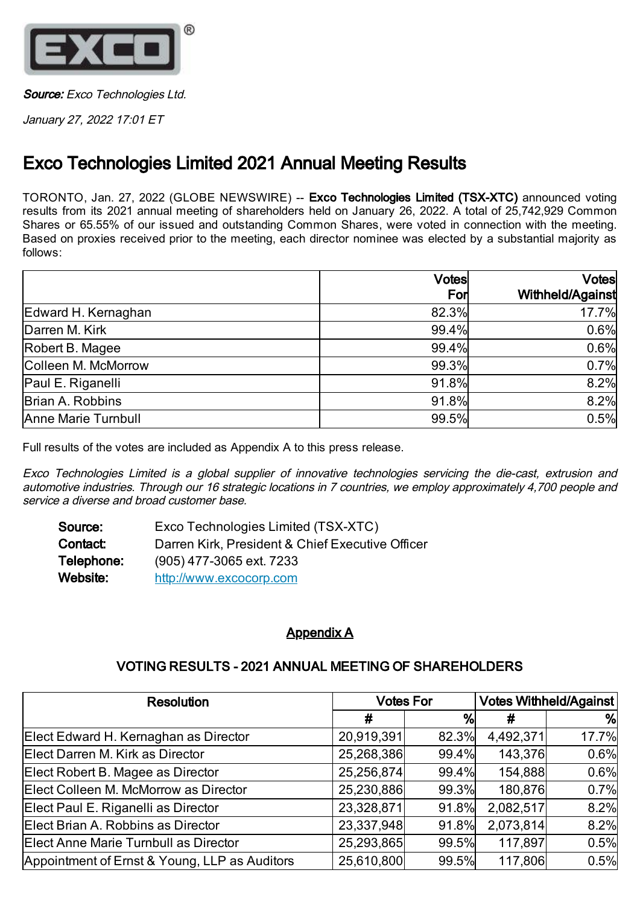EXCO®

***Source:*** *Exco Technologies Ltd.*

*January 27, 2022 17:01 ET*

# Exco Technologies Limited 2021 Annual Meeting Results

TORONTO, Jan. 27, 2022 (GLOBE NEWSWIRE) -- **Exco Technologies Limited (TSX-XTC)** announced voting results from its 2021 annual meeting of shareholders held on January 26, 2022. A total of 25,742,929 Common Shares or 65.55% of our issued and outstanding Common Shares, were voted in connection with the meeting. Based on proxies received prior to the meeting, each director nominee was elected by a substantial majority as follows:

| | Votes For | Votes Withheld/Against |
|---|---:|---:|
| Edward H. Kernaghan | 82.3% | 17.7% |
| Darren M. Kirk | 99.4% | 0.6% |
| Robert B. Magee | 99.4% | 0.6% |
| Colleen M. McMorrow | 99.3% | 0.7% |
| Paul E. Riganelli | 91.8% | 8.2% |
| Brian A. Robbins | 91.8% | 8.2% |
| Anne Marie Turnbull | 99.5% | 0.5% |

Full results of the votes are included as Appendix A to this press release.

*Exco Technologies Limited is a global supplier of innovative technologies servicing the die-cast, extrusion and automotive industries. Through our 16 strategic locations in 7 countries, we employ approximately 4,700 people and service a diverse and broad customer base.*

**Source:** Exco Technologies Limited (TSX-XTC)
**Contact:** Darren Kirk, President & Chief Executive Officer
**Telephone:** (905) 477-3065 ext. 7233
**Website:** http://www.excocorp.com

## Appendix A

### VOTING RESULTS - 2021 ANNUAL MEETING OF SHAREHOLDERS

| Resolution | Votes For | | Votes Withheld/Against | |
|---|---:|---:|---:|---:|
| | # | % | # | % |
| Elect Edward H. Kernaghan as Director | 20,919,391 | 82.3% | 4,492,371 | 17.7% |
| Elect Darren M. Kirk as Director | 25,268,386 | 99.4% | 143,376 | 0.6% |
| Elect Robert B. Magee as Director | 25,256,874 | 99.4% | 154,888 | 0.6% |
| Elect Colleen M. McMorrow as Director | 25,230,886 | 99.3% | 180,876 | 0.7% |
| Elect Paul E. Riganelli as Director | 23,328,871 | 91.8% | 2,082,517 | 8.2% |
| Elect Brian A. Robbins as Director | 23,337,948 | 91.8% | 2,073,814 | 8.2% |
| Elect Anne Marie Turnbull as Director | 25,293,865 | 99.5% | 117,897 | 0.5% |
| Appointment of Ernst & Young, LLP as Auditors | 25,610,800 | 99.5% | 117,806 | 0.5% |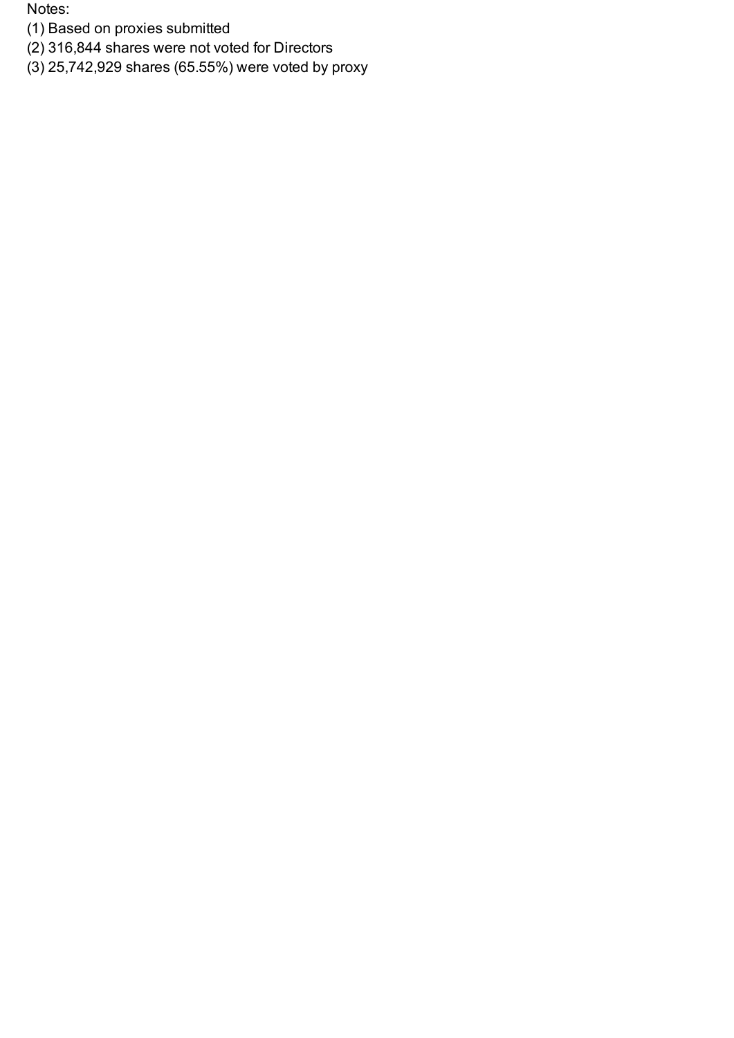Notes:

(1) Based on proxies submitted

(2) 316,844 shares were not voted for Directors

(3) 25,742,929 shares (65.55%) were voted by proxy